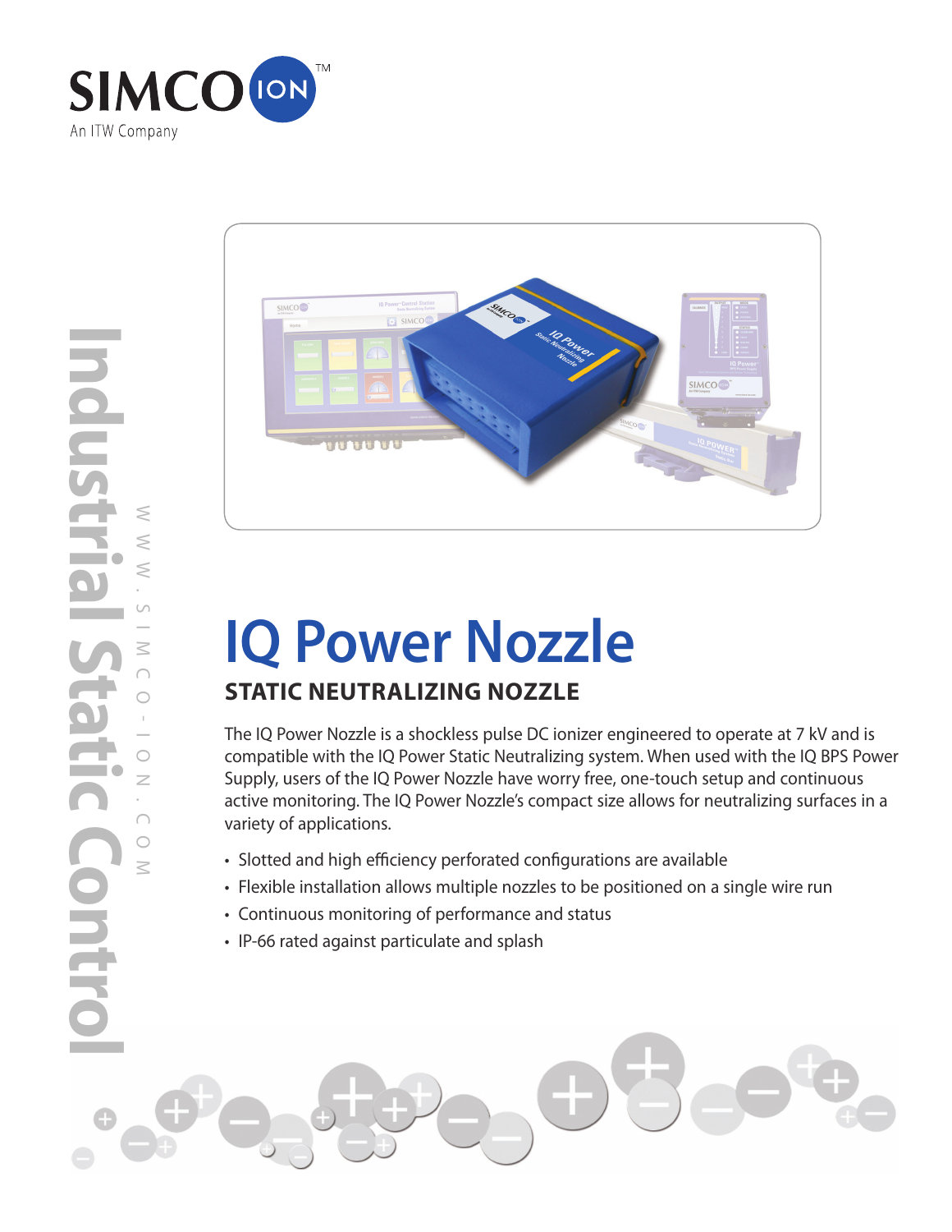SIMCO ION™
An ITW Company

Industrial Static Control

WWW.SIMCO-ION.COM

# IQ Power Nozzle

## STATIC NEUTRALIZING NOZZLE

The IQ Power Nozzle is a shockless pulse DC ionizer engineered to operate at 7 kV and is compatible with the IQ Power Static Neutralizing system. When used with the IQ BPS Power Supply, users of the IQ Power Nozzle have worry free, one-touch setup and continuous active monitoring. The IQ Power Nozzle's compact size allows for neutralizing surfaces in a variety of applications.

- Slotted and high efficiency perforated configurations are available
- Flexible installation allows multiple nozzles to be positioned on a single wire run
- Continuous monitoring of performance and status
- IP-66 rated against particulate and splash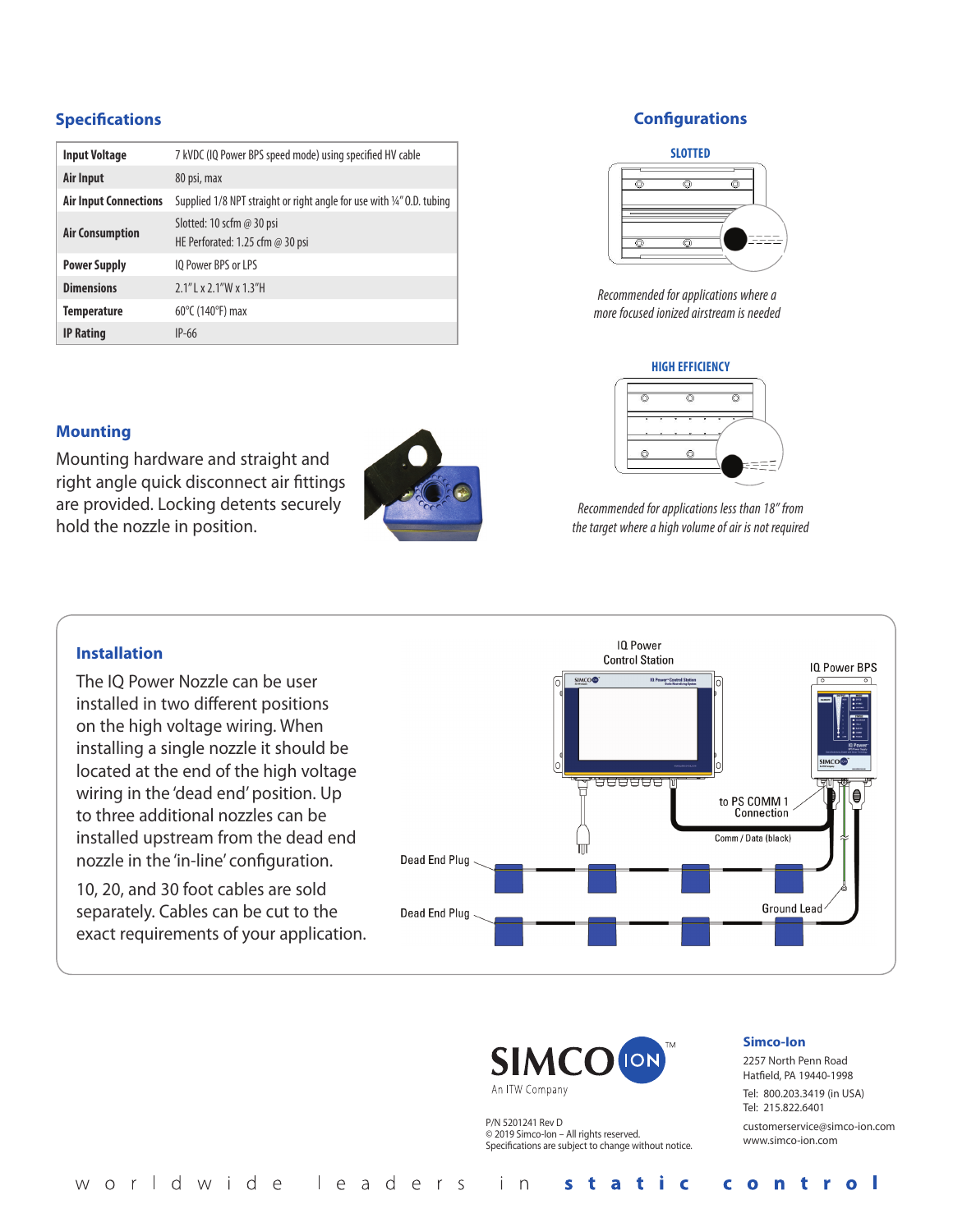## Specifications

| | |
|---|---|
| **Input Voltage** | 7 kVDC (IQ Power BPS speed mode) using specified HV cable |
| **Air Input** | 80 psi, max |
| **Air Input Connections** | Supplied 1/8 NPT straight or right angle for use with ¼" O.D. tubing |
| **Air Consumption** | Slotted: 10 scfm @ 30 psi<br>HE Perforated: 1.25 cfm @ 30 psi |
| **Power Supply** | IQ Power BPS or LPS |
| **Dimensions** | 2.1" L x 2.1" W x 1.3" H |
| **Temperature** | 60°C (140°F) max |
| **IP Rating** | IP-66 |

## Configurations

SLOTTED

*Recommended for applications where a more focused ionized airstream is needed*

HIGH EFFICIENCY

*Recommended for applications less than 18" from the target where a high volume of air is not required*

## Mounting

Mounting hardware and straight and right angle quick disconnect air fittings are provided. Locking detents securely hold the nozzle in position.

## Installation

The IQ Power Nozzle can be user installed in two different positions on the high voltage wiring. When installing a single nozzle it should be located at the end of the high voltage wiring in the 'dead end' position. Up to three additional nozzles can be installed upstream from the dead end nozzle in the 'in-line' configuration.

10, 20, and 30 foot cables are sold separately. Cables can be cut to the exact requirements of your application.

IQ Power Control Station

IQ Power BPS

to PS COMM 1 Connection

Comm / Data (black)

Dead End Plug

Dead End Plug

Ground Lead

SIMCO ION™
An ITW Company

P/N 5201241 Rev D
© 2019 Simco-Ion – All rights reserved.
Specifications are subject to change without notice.

**Simco-Ion**
2257 North Penn Road
Hatfield, PA 19440-1998
Tel: 800.203.3419 (in USA)
Tel: 215.822.6401
customerservice@simco-ion.com
www.simco-ion.com

worldwide leaders in **static control**